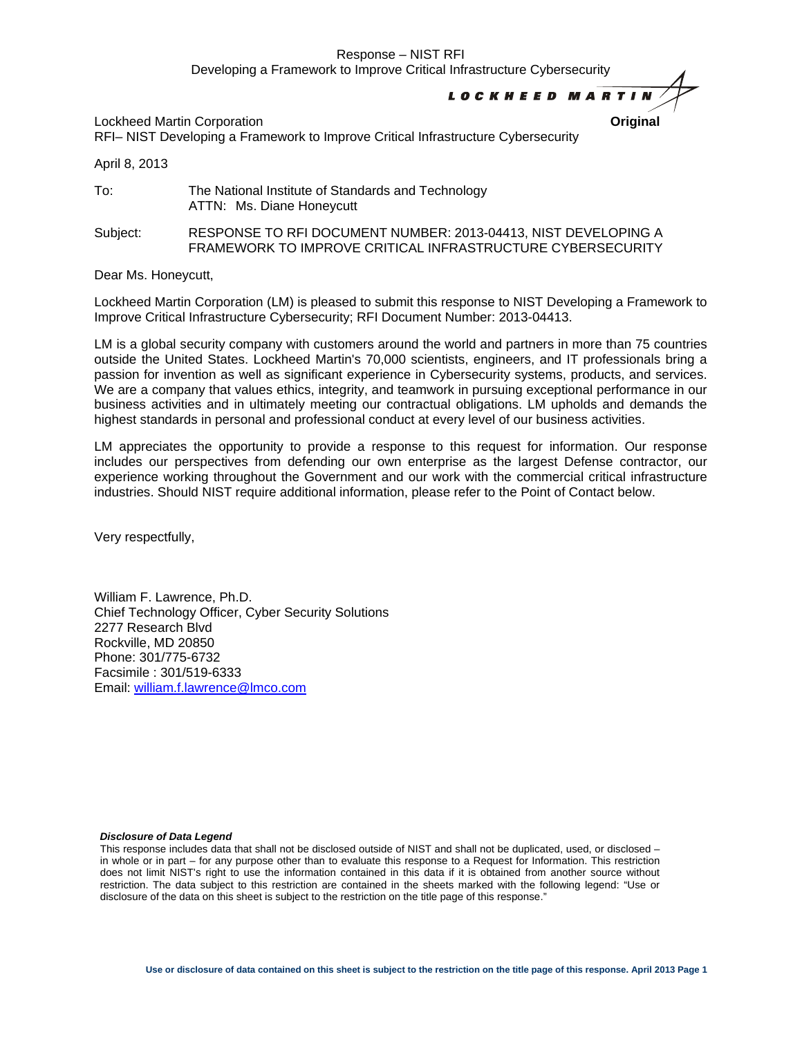Response – NIST RFI
Developing a Framework to Improve Critical Infrastructure Cybersecurity

LOCKHEED MARTIN

Lockheed Martin Corporation **Original**
RFI– NIST Developing a Framework to Improve Critical Infrastructure Cybersecurity

April 8, 2013

To: The National Institute of Standards and Technology
ATTN: Ms. Diane Honeycutt

Subject: RESPONSE TO RFI DOCUMENT NUMBER: 2013-04413, NIST DEVELOPING A FRAMEWORK TO IMPROVE CRITICAL INFRASTRUCTURE CYBERSECURITY

Dear Ms. Honeycutt,

Lockheed Martin Corporation (LM) is pleased to submit this response to NIST Developing a Framework to Improve Critical Infrastructure Cybersecurity; RFI Document Number: 2013-04413.

LM is a global security company with customers around the world and partners in more than 75 countries outside the United States. Lockheed Martin's 70,000 scientists, engineers, and IT professionals bring a passion for invention as well as significant experience in Cybersecurity systems, products, and services. We are a company that values ethics, integrity, and teamwork in pursuing exceptional performance in our business activities and in ultimately meeting our contractual obligations. LM upholds and demands the highest standards in personal and professional conduct at every level of our business activities.

LM appreciates the opportunity to provide a response to this request for information. Our response includes our perspectives from defending our own enterprise as the largest Defense contractor, our experience working throughout the Government and our work with the commercial critical infrastructure industries. Should NIST require additional information, please refer to the Point of Contact below.

Very respectfully,

William F. Lawrence, Ph.D.
Chief Technology Officer, Cyber Security Solutions
2277 Research Blvd
Rockville, MD 20850
Phone: 301/775-6732
Facsimile : 301/519-6333
Email: william.f.lawrence@lmco.com

***Disclosure of Data Legend***

This response includes data that shall not be disclosed outside of NIST and shall not be duplicated, used, or disclosed – in whole or in part – for any purpose other than to evaluate this response to a Request for Information. This restriction does not limit NIST's right to use the information contained in this data if it is obtained from another source without restriction. The data subject to this restriction are contained in the sheets marked with the following legend: "Use or disclosure of the data on this sheet is subject to the restriction on the title page of this response."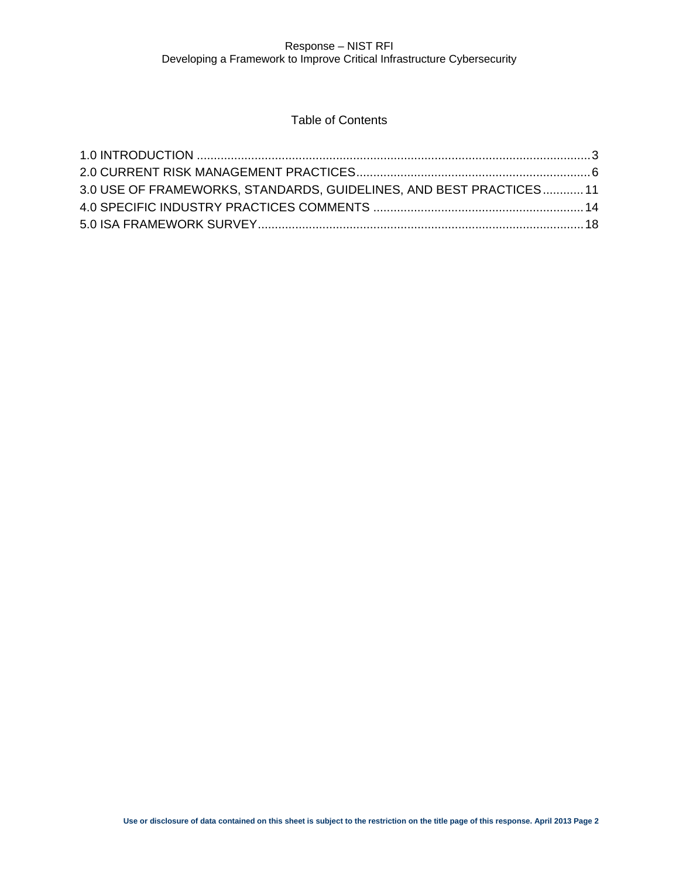# Table of Contents

1.0 INTRODUCTION .................................................................................................................... 3
2.0 CURRENT RISK MANAGEMENT PRACTICES..................................................................... 6
3.0 USE OF FRAMEWORKS, STANDARDS, GUIDELINES, AND BEST PRACTICES ............ 11
4.0 SPECIFIC INDUSTRY PRACTICES COMMENTS ............................................................. 14
5.0 ISA FRAMEWORK SURVEY............................................................................................... 18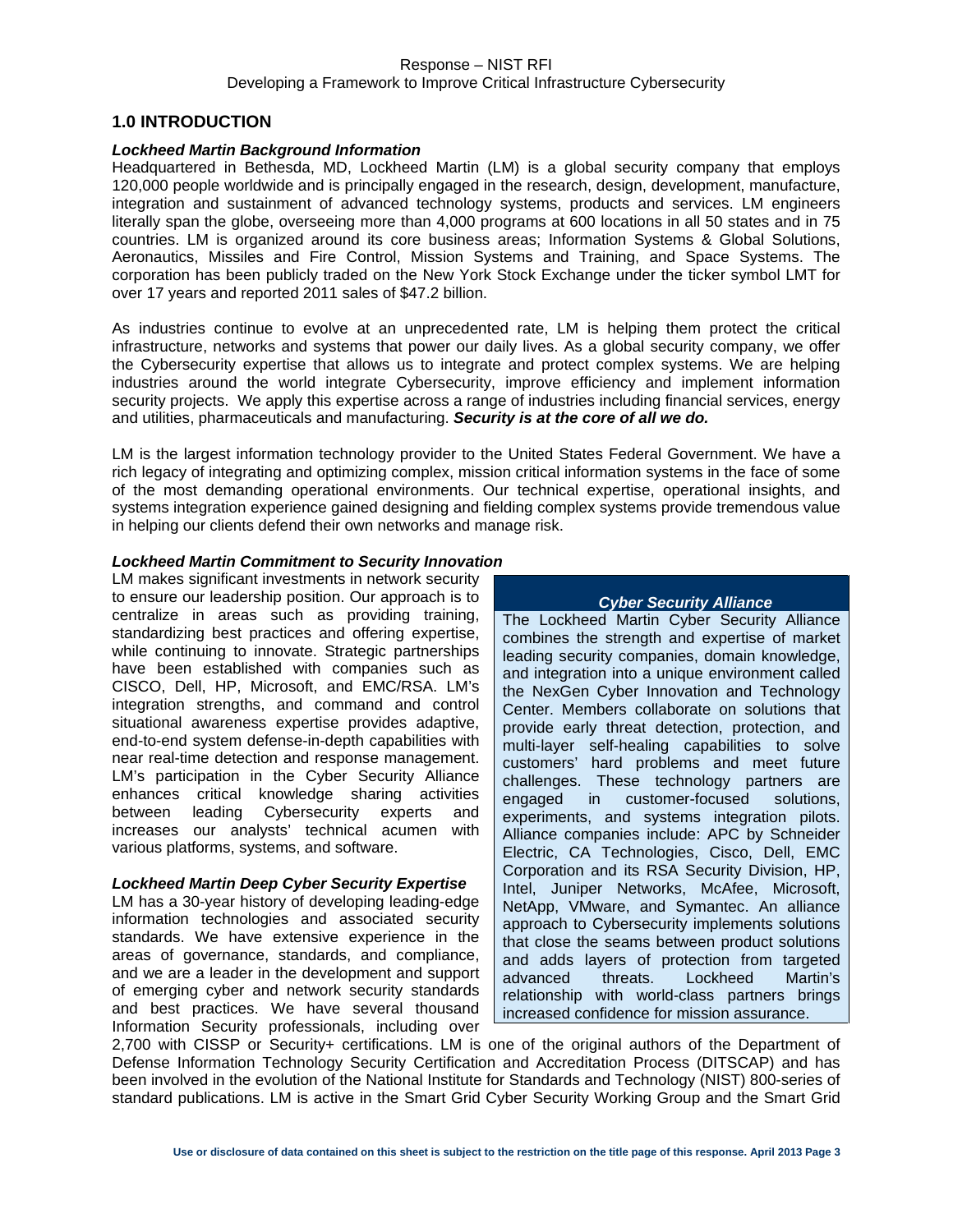## 1.0 INTRODUCTION

***Lockheed Martin Background Information***

Headquartered in Bethesda, MD, Lockheed Martin (LM) is a global security company that employs 120,000 people worldwide and is principally engaged in the research, design, development, manufacture, integration and sustainment of advanced technology systems, products and services. LM engineers literally span the globe, overseeing more than 4,000 programs at 600 locations in all 50 states and in 75 countries. LM is organized around its core business areas; Information Systems & Global Solutions, Aeronautics, Missiles and Fire Control, Mission Systems and Training, and Space Systems. The corporation has been publicly traded on the New York Stock Exchange under the ticker symbol LMT for over 17 years and reported 2011 sales of $47.2 billion.

As industries continue to evolve at an unprecedented rate, LM is helping them protect the critical infrastructure, networks and systems that power our daily lives. As a global security company, we offer the Cybersecurity expertise that allows us to integrate and protect complex systems. We are helping industries around the world integrate Cybersecurity, improve efficiency and implement information security projects. We apply this expertise across a range of industries including financial services, energy and utilities, pharmaceuticals and manufacturing. ***Security is at the core of all we do.***

LM is the largest information technology provider to the United States Federal Government. We have a rich legacy of integrating and optimizing complex, mission critical information systems in the face of some of the most demanding operational environments. Our technical expertise, operational insights, and systems integration experience gained designing and fielding complex systems provide tremendous value in helping our clients defend their own networks and manage risk.

***Lockheed Martin Commitment to Security Innovation***

LM makes significant investments in network security to ensure our leadership position. Our approach is to centralize in areas such as providing training, standardizing best practices and offering expertise, while continuing to innovate. Strategic partnerships have been established with companies such as CISCO, Dell, HP, Microsoft, and EMC/RSA. LM's integration strengths, and command and control situational awareness expertise provides adaptive, end-to-end system defense-in-depth capabilities with near real-time detection and response management. LM's participation in the Cyber Security Alliance enhances critical knowledge sharing activities between leading Cybersecurity experts and increases our analysts' technical acumen with various platforms, systems, and software.

> ***Cyber Security Alliance***
>
> The Lockheed Martin Cyber Security Alliance combines the strength and expertise of market leading security companies, domain knowledge, and integration into a unique environment called the NexGen Cyber Innovation and Technology Center. Members collaborate on solutions that provide early threat detection, protection, and multi-layer self-healing capabilities to solve customers' hard problems and meet future challenges. These technology partners are engaged in customer-focused solutions, experiments, and systems integration pilots. Alliance companies include: APC by Schneider Electric, CA Technologies, Cisco, Dell, EMC Corporation and its RSA Security Division, HP, Intel, Juniper Networks, McAfee, Microsoft, NetApp, VMware, and Symantec. An alliance approach to Cybersecurity implements solutions that close the seams between product solutions and adds layers of protection from targeted advanced threats. Lockheed Martin's relationship with world-class partners brings increased confidence for mission assurance.

***Lockheed Martin Deep Cyber Security Expertise***

LM has a 30-year history of developing leading-edge information technologies and associated security standards. We have extensive experience in the areas of governance, standards, and compliance, and we are a leader in the development and support of emerging cyber and network security standards and best practices. We have several thousand Information Security professionals, including over 2,700 with CISSP or Security+ certifications. LM is one of the original authors of the Department of Defense Information Technology Security Certification and Accreditation Process (DITSCAP) and has been involved in the evolution of the National Institute for Standards and Technology (NIST) 800-series of standard publications. LM is active in the Smart Grid Cyber Security Working Group and the Smart Grid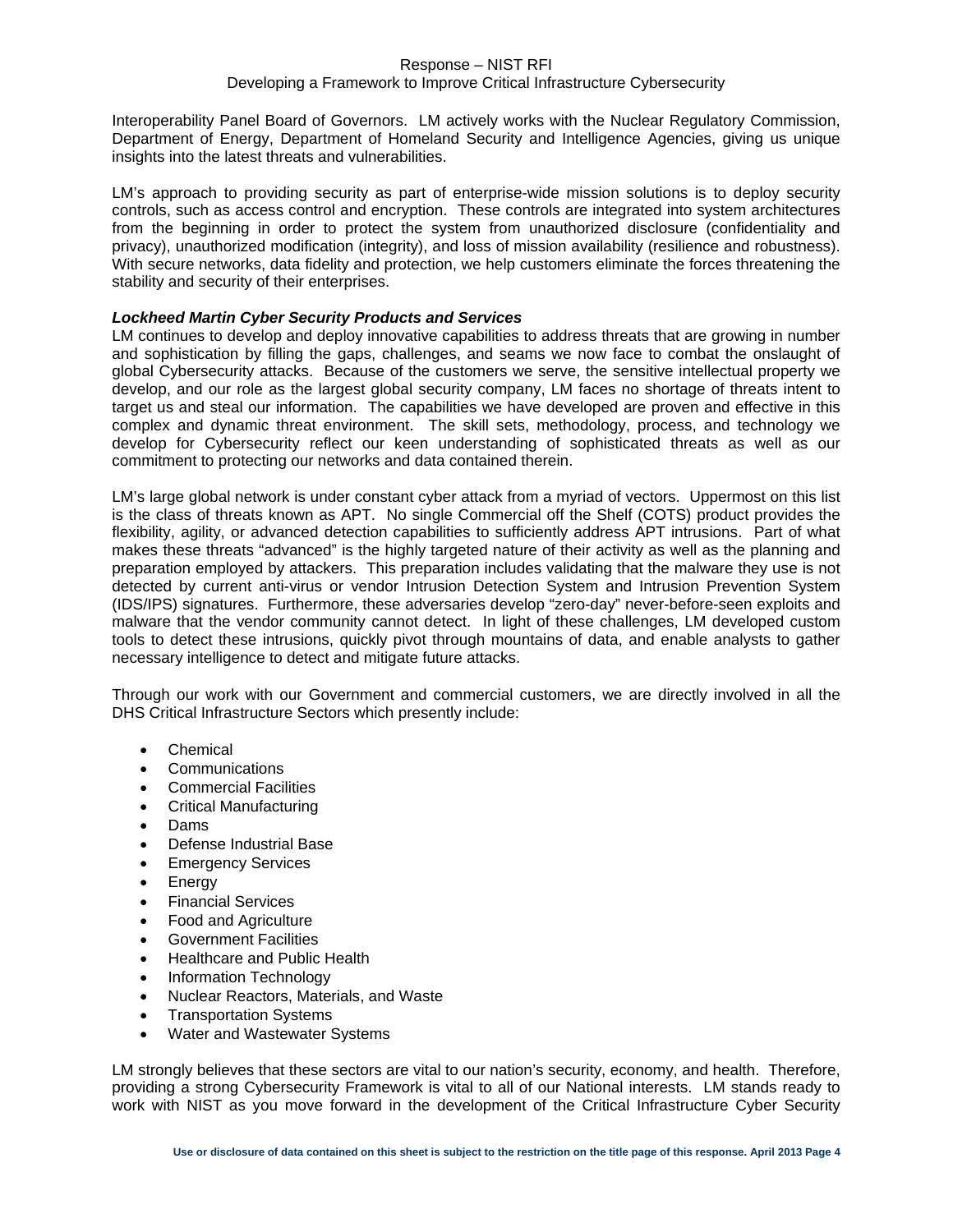Interoperability Panel Board of Governors. LM actively works with the Nuclear Regulatory Commission, Department of Energy, Department of Homeland Security and Intelligence Agencies, giving us unique insights into the latest threats and vulnerabilities.

LM's approach to providing security as part of enterprise-wide mission solutions is to deploy security controls, such as access control and encryption. These controls are integrated into system architectures from the beginning in order to protect the system from unauthorized disclosure (confidentiality and privacy), unauthorized modification (integrity), and loss of mission availability (resilience and robustness). With secure networks, data fidelity and protection, we help customers eliminate the forces threatening the stability and security of their enterprises.

***Lockheed Martin Cyber Security Products and Services***

LM continues to develop and deploy innovative capabilities to address threats that are growing in number and sophistication by filling the gaps, challenges, and seams we now face to combat the onslaught of global Cybersecurity attacks. Because of the customers we serve, the sensitive intellectual property we develop, and our role as the largest global security company, LM faces no shortage of threats intent to target us and steal our information. The capabilities we have developed are proven and effective in this complex and dynamic threat environment. The skill sets, methodology, process, and technology we develop for Cybersecurity reflect our keen understanding of sophisticated threats as well as our commitment to protecting our networks and data contained therein.

LM's large global network is under constant cyber attack from a myriad of vectors. Uppermost on this list is the class of threats known as APT. No single Commercial off the Shelf (COTS) product provides the flexibility, agility, or advanced detection capabilities to sufficiently address APT intrusions. Part of what makes these threats "advanced" is the highly targeted nature of their activity as well as the planning and preparation employed by attackers. This preparation includes validating that the malware they use is not detected by current anti-virus or vendor Intrusion Detection System and Intrusion Prevention System (IDS/IPS) signatures. Furthermore, these adversaries develop "zero-day" never-before-seen exploits and malware that the vendor community cannot detect. In light of these challenges, LM developed custom tools to detect these intrusions, quickly pivot through mountains of data, and enable analysts to gather necessary intelligence to detect and mitigate future attacks.

Through our work with our Government and commercial customers, we are directly involved in all the DHS Critical Infrastructure Sectors which presently include:

- Chemical
- Communications
- Commercial Facilities
- Critical Manufacturing
- Dams
- Defense Industrial Base
- Emergency Services
- Energy
- Financial Services
- Food and Agriculture
- Government Facilities
- Healthcare and Public Health
- Information Technology
- Nuclear Reactors, Materials, and Waste
- Transportation Systems
- Water and Wastewater Systems

LM strongly believes that these sectors are vital to our nation's security, economy, and health. Therefore, providing a strong Cybersecurity Framework is vital to all of our National interests. LM stands ready to work with NIST as you move forward in the development of the Critical Infrastructure Cyber Security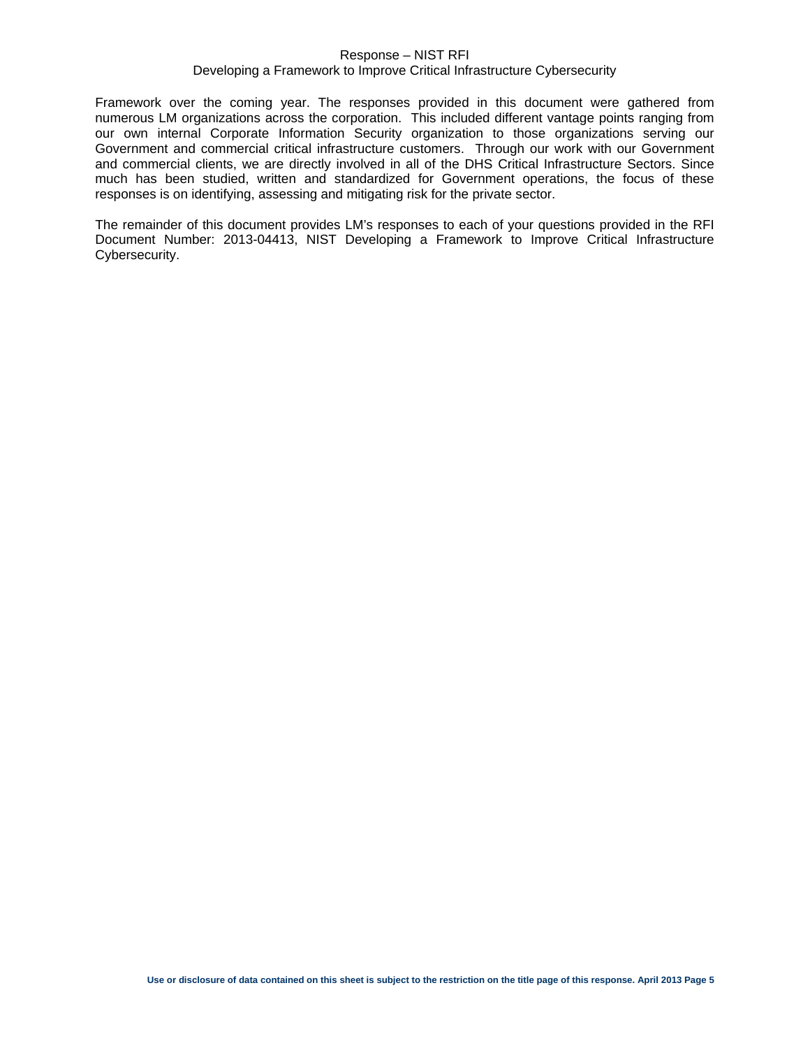Framework over the coming year. The responses provided in this document were gathered from numerous LM organizations across the corporation. This included different vantage points ranging from our own internal Corporate Information Security organization to those organizations serving our Government and commercial critical infrastructure customers. Through our work with our Government and commercial clients, we are directly involved in all of the DHS Critical Infrastructure Sectors. Since much has been studied, written and standardized for Government operations, the focus of these responses is on identifying, assessing and mitigating risk for the private sector.

The remainder of this document provides LM's responses to each of your questions provided in the RFI Document Number: 2013-04413, NIST Developing a Framework to Improve Critical Infrastructure Cybersecurity.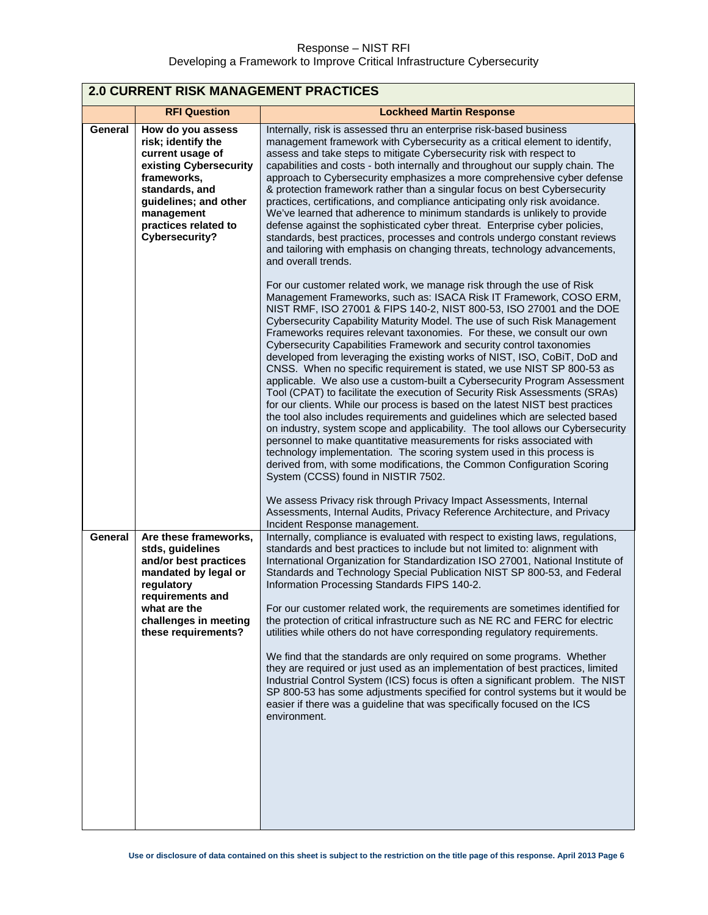## 2.0 CURRENT RISK MANAGEMENT PRACTICES

| | RFI Question | Lockheed Martin Response |
|---|---|---|
| General | **How do you assess risk; identify the current usage of existing Cybersecurity frameworks, standards, and guidelines; and other management practices related to Cybersecurity?** | Internally, risk is assessed thru an enterprise risk-based business management framework with Cybersecurity as a critical element to identify, assess and take steps to mitigate Cybersecurity risk with respect to capabilities and costs - both internally and throughout our supply chain. The approach to Cybersecurity emphasizes a more comprehensive cyber defense & protection framework rather than a singular focus on best Cybersecurity practices, certifications, and compliance anticipating only risk avoidance. We've learned that adherence to minimum standards is unlikely to provide defense against the sophisticated cyber threat. Enterprise cyber policies, standards, best practices, processes and controls undergo constant reviews and tailoring with emphasis on changing threats, technology advancements, and overall trends.<br><br>For our customer related work, we manage risk through the use of Risk Management Frameworks, such as: ISACA Risk IT Framework, COSO ERM, NIST RMF, ISO 27001 & FIPS 140-2, NIST 800-53, ISO 27001 and the DOE Cybersecurity Capability Maturity Model. The use of such Risk Management Frameworks requires relevant taxonomies. For these, we consult our own Cybersecurity Capabilities Framework and security control taxonomies developed from leveraging the existing works of NIST, ISO, CoBiT, DoD and CNSS. When no specific requirement is stated, we use NIST SP 800-53 as applicable. We also use a custom-built a Cybersecurity Program Assessment Tool (CPAT) to facilitate the execution of Security Risk Assessments (SRAs) for our clients. While our process is based on the latest NIST best practices the tool also includes requirements and guidelines which are selected based on industry, system scope and applicability. The tool allows our Cybersecurity personnel to make quantitative measurements for risks associated with technology implementation. The scoring system used in this process is derived from, with some modifications, the Common Configuration Scoring System (CCSS) found in NISTIR 7502.<br><br>We assess Privacy risk through Privacy Impact Assessments, Internal Assessments, Internal Audits, Privacy Reference Architecture, and Privacy Incident Response management. |
| General | **Are these frameworks, stds, guidelines and/or best practices mandated by legal or regulatory requirements and what are the challenges in meeting these requirements?** | Internally, compliance is evaluated with respect to existing laws, regulations, standards and best practices to include but not limited to: alignment with International Organization for Standardization ISO 27001, National Institute of Standards and Technology Special Publication NIST SP 800-53, and Federal Information Processing Standards FIPS 140-2.<br><br>For our customer related work, the requirements are sometimes identified for the protection of critical infrastructure such as NE RC and FERC for electric utilities while others do not have corresponding regulatory requirements.<br><br>We find that the standards are only required on some programs. Whether they are required or just used as an implementation of best practices, limited Industrial Control System (ICS) focus is often a significant problem. The NIST SP 800-53 has some adjustments specified for control systems but it would be easier if there was a guideline that was specifically focused on the ICS environment. |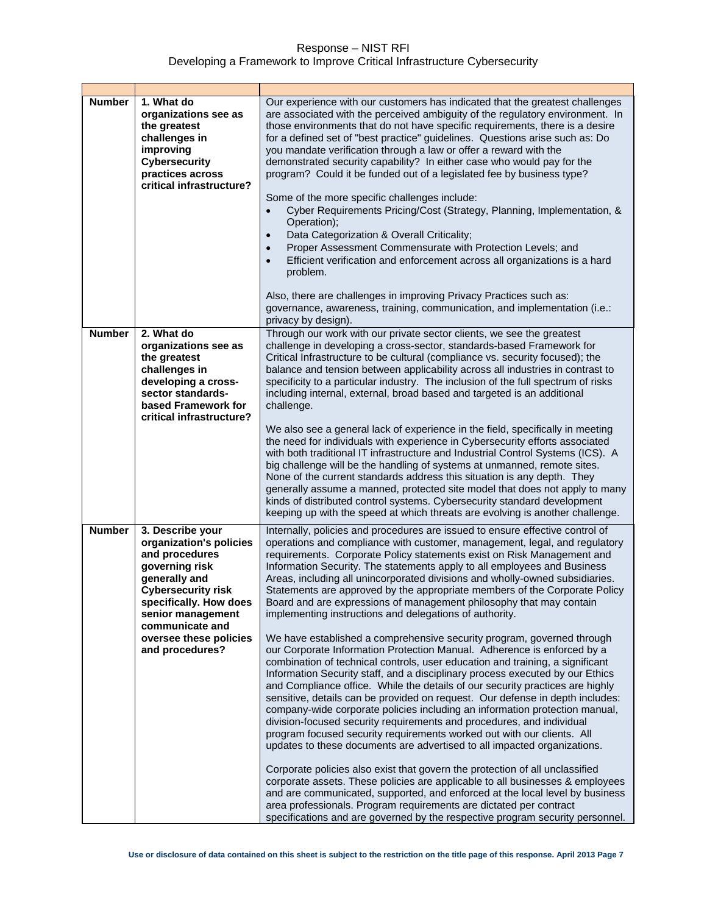| | | |
|---|---|---|
| **Number** | **1. What do organizations see as the greatest challenges in improving Cybersecurity practices across critical infrastructure?** | Our experience with our customers has indicated that the greatest challenges are associated with the perceived ambiguity of the regulatory environment. In those environments that do not have specific requirements, there is a desire for a defined set of "best practice" guidelines. Questions arise such as: Do you mandate verification through a law or offer a reward with the demonstrated security capability? In either case who would pay for the program? Could it be funded out of a legislated fee by business type?<br><br>Some of the more specific challenges include:<br>• Cyber Requirements Pricing/Cost (Strategy, Planning, Implementation, & Operation);<br>• Data Categorization & Overall Criticality;<br>• Proper Assessment Commensurate with Protection Levels; and<br>• Efficient verification and enforcement across all organizations is a hard problem.<br><br>Also, there are challenges in improving Privacy Practices such as: governance, awareness, training, communication, and implementation (i.e.: privacy by design). |
| **Number** | **2. What do organizations see as the greatest challenges in developing a cross-sector standards-based Framework for critical infrastructure?** | Through our work with our private sector clients, we see the greatest challenge in developing a cross-sector, standards-based Framework for Critical Infrastructure to be cultural (compliance vs. security focused); the balance and tension between applicability across all industries in contrast to specificity to a particular industry. The inclusion of the full spectrum of risks including internal, external, broad based and targeted is an additional challenge.<br><br>We also see a general lack of experience in the field, specifically in meeting the need for individuals with experience in Cybersecurity efforts associated with both traditional IT infrastructure and Industrial Control Systems (ICS). A big challenge will be the handling of systems at unmanned, remote sites. None of the current standards address this situation is any depth. They generally assume a manned, protected site model that does not apply to many kinds of distributed control systems. Cybersecurity standard development keeping up with the speed at which threats are evolving is another challenge. |
| **Number** | **3. Describe your organization's policies and procedures governing risk generally and Cybersecurity risk specifically. How does senior management communicate and oversee these policies and procedures?** | Internally, policies and procedures are issued to ensure effective control of operations and compliance with customer, management, legal, and regulatory requirements. Corporate Policy statements exist on Risk Management and Information Security. The statements apply to all employees and Business Areas, including all unincorporated divisions and wholly-owned subsidiaries. Statements are approved by the appropriate members of the Corporate Policy Board and are expressions of management philosophy that may contain implementing instructions and delegations of authority.<br><br>We have established a comprehensive security program, governed through our Corporate Information Protection Manual. Adherence is enforced by a combination of technical controls, user education and training, a significant Information Security staff, and a disciplinary process executed by our Ethics and Compliance office. While the details of our security practices are highly sensitive, details can be provided on request. Our defense in depth includes: company-wide corporate policies including an information protection manual, division-focused security requirements and procedures, and individual program focused security requirements worked out with our clients. All updates to these documents are advertised to all impacted organizations.<br><br>Corporate policies also exist that govern the protection of all unclassified corporate assets. These policies are applicable to all businesses & employees and are communicated, supported, and enforced at the local level by business area professionals. Program requirements are dictated per contract specifications and are governed by the respective program security personnel. |

Use or disclosure of data contained on this sheet is subject to the restriction on the title page of this response.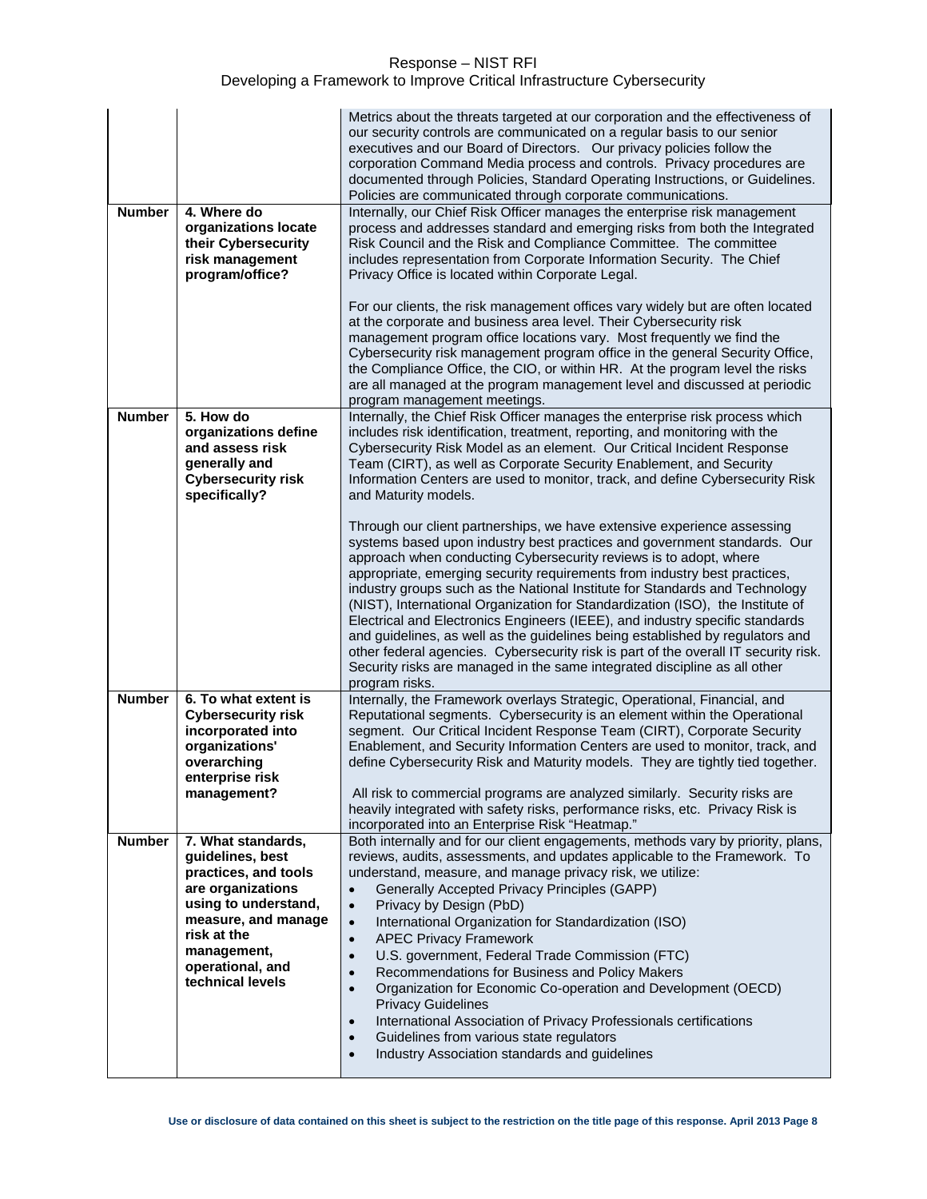| | | |
|---|---|---|
| | | Metrics about the threats targeted at our corporation and the effectiveness of our security controls are communicated on a regular basis to our senior executives and our Board of Directors. Our privacy policies follow the corporation Command Media process and controls. Privacy procedures are documented through Policies, Standard Operating Instructions, or Guidelines. Policies are communicated through corporate communications. |
| **Number** | **4. Where do organizations locate their Cybersecurity risk management program/office?** | Internally, our Chief Risk Officer manages the enterprise risk management process and addresses standard and emerging risks from both the Integrated Risk Council and the Risk and Compliance Committee. The committee includes representation from Corporate Information Security. The Chief Privacy Office is located within Corporate Legal.<br><br>For our clients, the risk management offices vary widely but are often located at the corporate and business area level. Their Cybersecurity risk management program office locations vary. Most frequently we find the Cybersecurity risk management program office in the general Security Office, the Compliance Office, the CIO, or within HR. At the program level the risks are all managed at the program management level and discussed at periodic program management meetings. |
| **Number** | **5. How do organizations define and assess risk generally and Cybersecurity risk specifically?** | Internally, the Chief Risk Officer manages the enterprise risk process which includes risk identification, treatment, reporting, and monitoring with the Cybersecurity Risk Model as an element. Our Critical Incident Response Team (CIRT), as well as Corporate Security Enablement, and Security Information Centers are used to monitor, track, and define Cybersecurity Risk and Maturity models.<br><br>Through our client partnerships, we have extensive experience assessing systems based upon industry best practices and government standards. Our approach when conducting Cybersecurity reviews is to adopt, where appropriate, emerging security requirements from industry best practices, industry groups such as the National Institute for Standards and Technology (NIST), International Organization for Standardization (ISO), the Institute of Electrical and Electronics Engineers (IEEE), and industry specific standards and guidelines, as well as the guidelines being established by regulators and other federal agencies. Cybersecurity risk is part of the overall IT security risk. Security risks are managed in the same integrated discipline as all other program risks. |
| **Number** | **6. To what extent is Cybersecurity risk incorporated into organizations' overarching enterprise risk management?** | Internally, the Framework overlays Strategic, Operational, Financial, and Reputational segments. Cybersecurity is an element within the Operational segment. Our Critical Incident Response Team (CIRT), Corporate Security Enablement, and Security Information Centers are used to monitor, track, and define Cybersecurity Risk and Maturity models. They are tightly tied together.<br><br>All risk to commercial programs are analyzed similarly. Security risks are heavily integrated with safety risks, performance risks, etc. Privacy Risk is incorporated into an Enterprise Risk "Heatmap." |
| **Number** | **7. What standards, guidelines, best practices, and tools are organizations using to understand, measure, and manage risk at the management, operational, and technical levels** | Both internally and for our client engagements, methods vary by priority, plans, reviews, audits, assessments, and updates applicable to the Framework. To understand, measure, and manage privacy risk, we utilize:<br>• Generally Accepted Privacy Principles (GAPP)<br>• Privacy by Design (PbD)<br>• International Organization for Standardization (ISO)<br>• APEC Privacy Framework<br>• U.S. government, Federal Trade Commission (FTC)<br>• Recommendations for Business and Policy Makers<br>• Organization for Economic Co-operation and Development (OECD) Privacy Guidelines<br>• International Association of Privacy Professionals certifications<br>• Guidelines from various state regulators<br>• Industry Association standards and guidelines |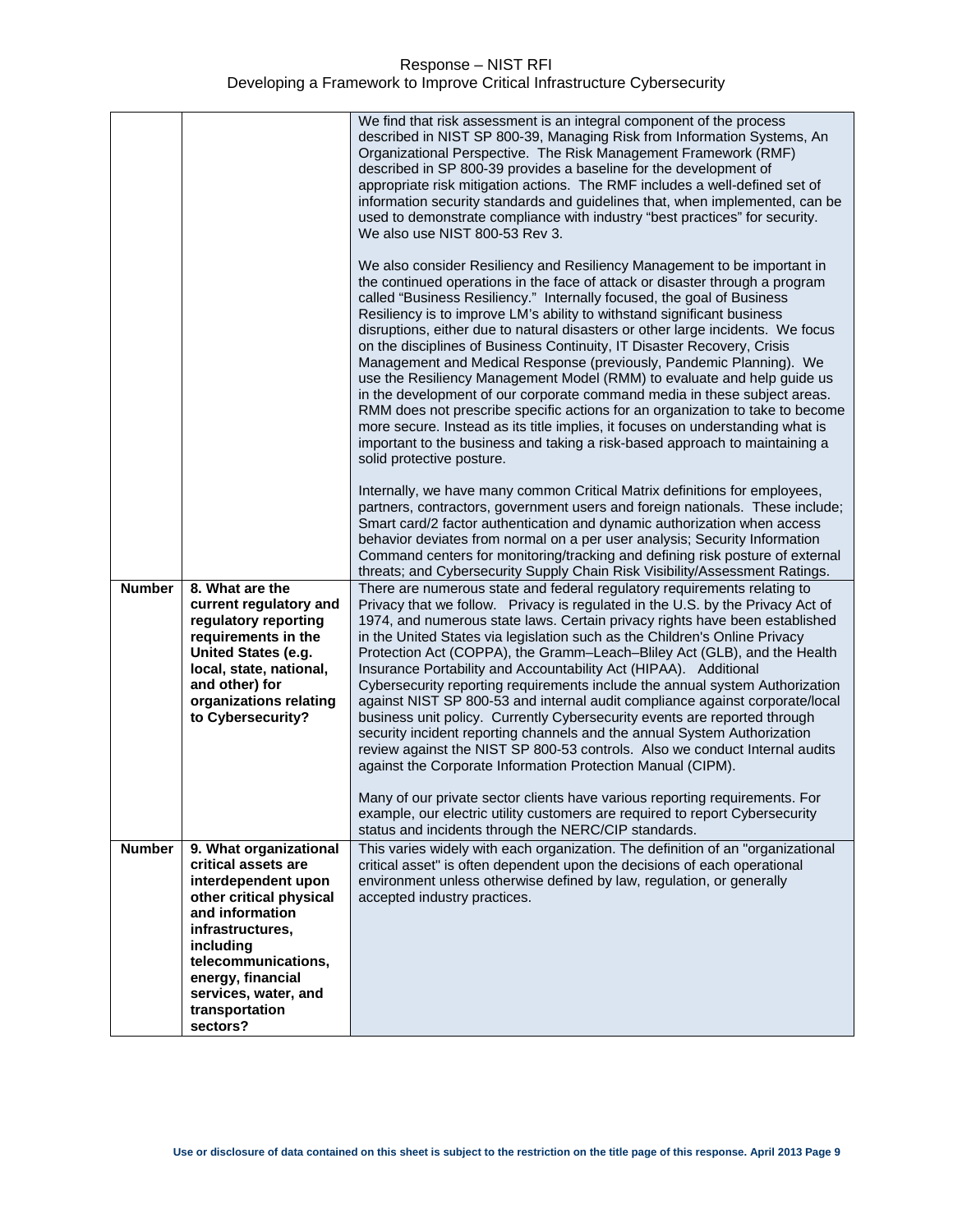| | | |
|---|---|---|
| | | We find that risk assessment is an integral component of the process described in NIST SP 800-39, Managing Risk from Information Systems, An Organizational Perspective. The Risk Management Framework (RMF) described in SP 800-39 provides a baseline for the development of appropriate risk mitigation actions. The RMF includes a well-defined set of information security standards and guidelines that, when implemented, can be used to demonstrate compliance with industry "best practices" for security. We also use NIST 800-53 Rev 3.<br><br>We also consider Resiliency and Resiliency Management to be important in the continued operations in the face of attack or disaster through a program called "Business Resiliency." Internally focused, the goal of Business Resiliency is to improve LM's ability to withstand significant business disruptions, either due to natural disasters or other large incidents. We focus on the disciplines of Business Continuity, IT Disaster Recovery, Crisis Management and Medical Response (previously, Pandemic Planning). We use the Resiliency Management Model (RMM) to evaluate and help guide us in the development of our corporate command media in these subject areas. RMM does not prescribe specific actions for an organization to take to become more secure. Instead as its title implies, it focuses on understanding what is important to the business and taking a risk-based approach to maintaining a solid protective posture.<br><br>Internally, we have many common Critical Matrix definitions for employees, partners, contractors, government users and foreign nationals. These include; Smart card/2 factor authentication and dynamic authorization when access behavior deviates from normal on a per user analysis; Security Information Command centers for monitoring/tracking and defining risk posture of external threats; and Cybersecurity Supply Chain Risk Visibility/Assessment Ratings. |
| **Number** | **8. What are the current regulatory and regulatory reporting requirements in the United States (e.g. local, state, national, and other) for organizations relating to Cybersecurity?** | There are numerous state and federal regulatory requirements relating to Privacy that we follow. Privacy is regulated in the U.S. by the Privacy Act of 1974, and numerous state laws. Certain privacy rights have been established in the United States via legislation such as the Children's Online Privacy Protection Act (COPPA), the Gramm–Leach–Bliley Act (GLB), and the Health Insurance Portability and Accountability Act (HIPAA). Additional Cybersecurity reporting requirements include the annual system Authorization against NIST SP 800-53 and internal audit compliance against corporate/local business unit policy. Currently Cybersecurity events are reported through security incident reporting channels and the annual System Authorization review against the NIST SP 800-53 controls. Also we conduct Internal audits against the Corporate Information Protection Manual (CIPM).<br><br>Many of our private sector clients have various reporting requirements. For example, our electric utility customers are required to report Cybersecurity status and incidents through the NERC/CIP standards. |
| **Number** | **9. What organizational critical assets are interdependent upon other critical physical and information infrastructures, including telecommunications, energy, financial services, water, and transportation sectors?** | This varies widely with each organization. The definition of an "organizational critical asset" is often dependent upon the decisions of each operational environment unless otherwise defined by law, regulation, or generally accepted industry practices. |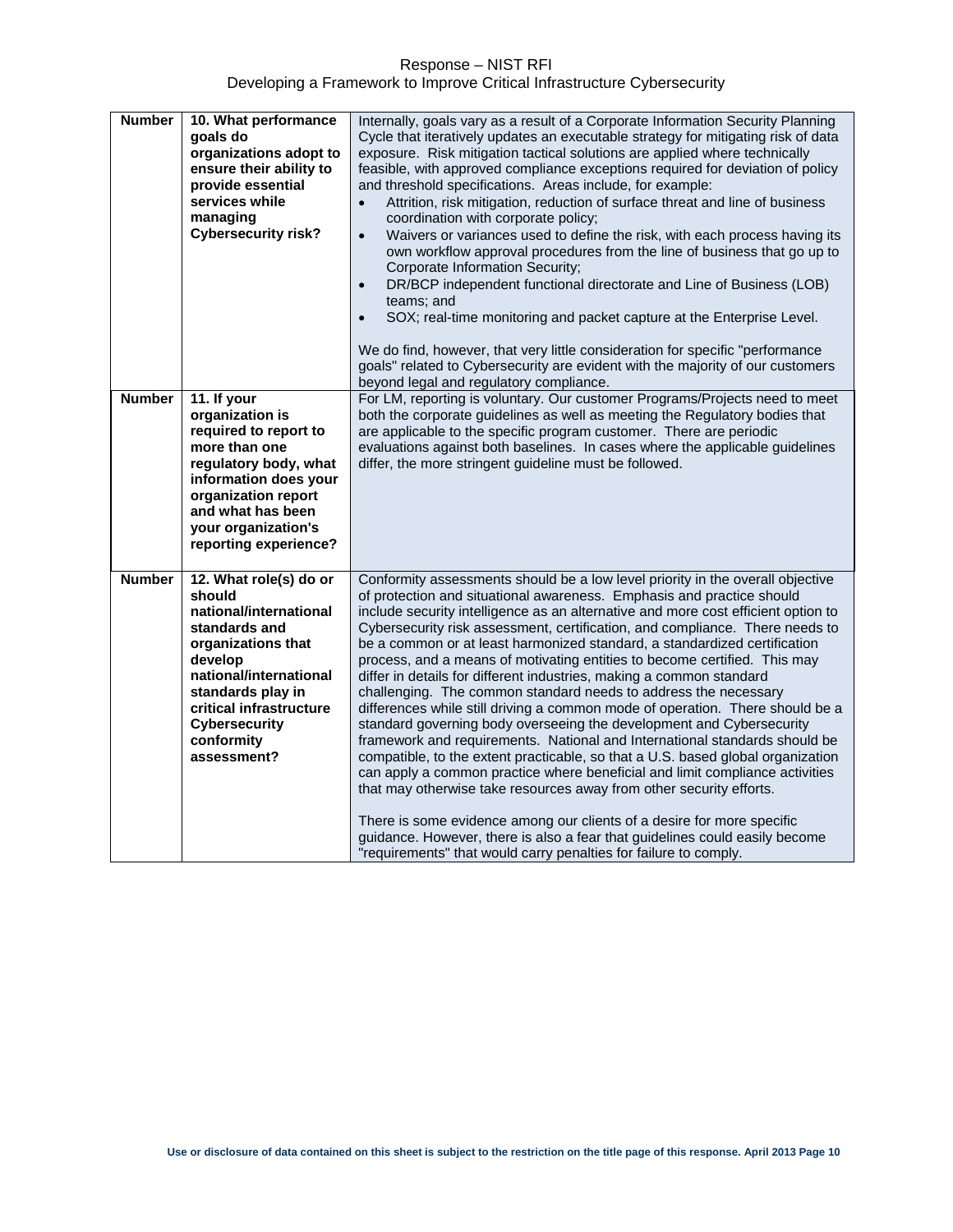| Number | 10. What performance goals do organizations adopt to ensure their ability to provide essential services while managing Cybersecurity risk? | Internally, goals vary as a result of a Corporate Information Security Planning Cycle that iteratively updates an executable strategy for mitigating risk of data exposure. Risk mitigation tactical solutions are applied where technically feasible, with approved compliance exceptions required for deviation of policy and threshold specifications. Areas include, for example:<br>• Attrition, risk mitigation, reduction of surface threat and line of business coordination with corporate policy;<br>• Waivers or variances used to define the risk, with each process having its own workflow approval procedures from the line of business that go up to Corporate Information Security;<br>• DR/BCP independent functional directorate and Line of Business (LOB) teams; and<br>• SOX; real-time monitoring and packet capture at the Enterprise Level.<br><br>We do find, however, that very little consideration for specific "performance goals" related to Cybersecurity are evident with the majority of our customers beyond legal and regulatory compliance. |
|---|---|---|
| Number | 11. If your organization is required to report to more than one regulatory body, what information does your organization report and what has been your organization's reporting experience? | For LM, reporting is voluntary. Our customer Programs/Projects need to meet both the corporate guidelines as well as meeting the Regulatory bodies that are applicable to the specific program customer. There are periodic evaluations against both baselines. In cases where the applicable guidelines differ, the more stringent guideline must be followed. |
| Number | 12. What role(s) do or should national/international standards and organizations that develop national/international standards play in critical infrastructure Cybersecurity conformity assessment? | Conformity assessments should be a low level priority in the overall objective of protection and situational awareness. Emphasis and practice should include security intelligence as an alternative and more cost efficient option to Cybersecurity risk assessment, certification, and compliance. There needs to be a common or at least harmonized standard, a standardized certification process, and a means of motivating entities to become certified. This may differ in details for different industries, making a common standard challenging. The common standard needs to address the necessary differences while still driving a common mode of operation. There should be a standard governing body overseeing the development and Cybersecurity framework and requirements. National and International standards should be compatible, to the extent practicable, so that a U.S. based global organization can apply a common practice where beneficial and limit compliance activities that may otherwise take resources away from other security efforts.<br><br>There is some evidence among our clients of a desire for more specific guidance. However, there is also a fear that guidelines could easily become "requirements" that would carry penalties for failure to comply. |

Use or disclosure of data contained on this sheet is subject to the restriction on the title page of this response. April 2013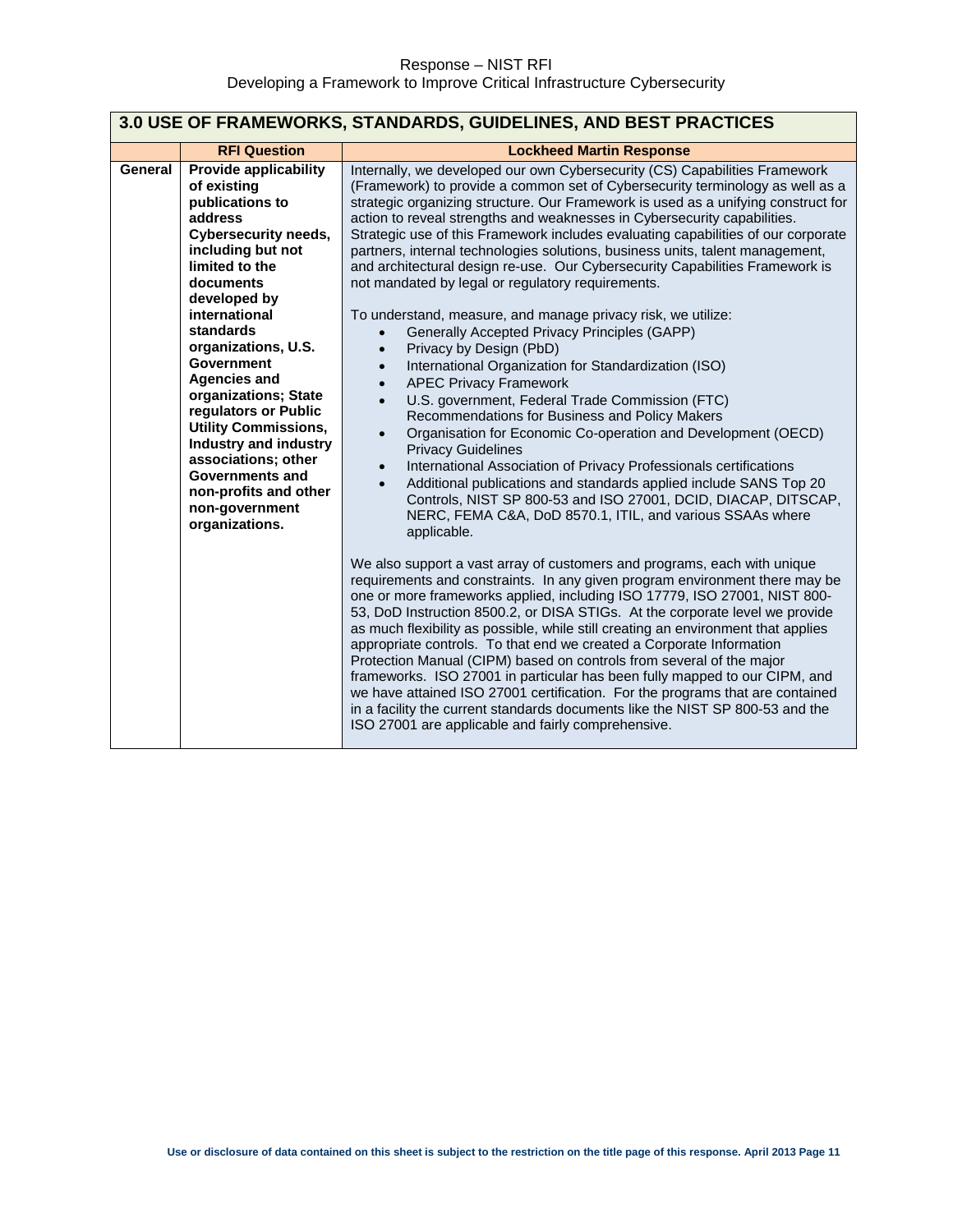| 3.0 USE OF FRAMEWORKS, STANDARDS, GUIDELINES, AND BEST PRACTICES | | |
|---|---|---|
| | **RFI Question** | **Lockheed Martin Response** |
| **General** | **Provide applicability of existing publications to address Cybersecurity needs, including but not limited to the documents developed by international standards organizations, U.S. Government Agencies and organizations; State regulators or Public Utility Commissions, Industry and industry associations; other Governments and non-profits and other non-government organizations.** | Internally, we developed our own Cybersecurity (CS) Capabilities Framework (Framework) to provide a common set of Cybersecurity terminology as well as a strategic organizing structure. Our Framework is used as a unifying construct for action to reveal strengths and weaknesses in Cybersecurity capabilities. Strategic use of this Framework includes evaluating capabilities of our corporate partners, internal technologies solutions, business units, talent management, and architectural design re-use. Our Cybersecurity Capabilities Framework is not mandated by legal or regulatory requirements.<br><br>To understand, measure, and manage privacy risk, we utilize:<br>• Generally Accepted Privacy Principles (GAPP)<br>• Privacy by Design (PbD)<br>• International Organization for Standardization (ISO)<br>• APEC Privacy Framework<br>• U.S. government, Federal Trade Commission (FTC) Recommendations for Business and Policy Makers<br>• Organisation for Economic Co-operation and Development (OECD) Privacy Guidelines<br>• International Association of Privacy Professionals certifications<br>• Additional publications and standards applied include SANS Top 20 Controls, NIST SP 800-53 and ISO 27001, DCID, DIACAP, DITSCAP, NERC, FEMA C&A, DoD 8570.1, ITIL, and various SSAAs where applicable.<br><br>We also support a vast array of customers and programs, each with unique requirements and constraints. In any given program environment there may be one or more frameworks applied, including ISO 17779, ISO 27001, NIST 800-53, DoD Instruction 8500.2, or DISA STIGs. At the corporate level we provide as much flexibility as possible, while still creating an environment that applies appropriate controls. To that end we created a Corporate Information Protection Manual (CIPM) based on controls from several of the major frameworks. ISO 27001 in particular has been fully mapped to our CIPM, and we have attained ISO 27001 certification. For the programs that are contained in a facility the current standards documents like the NIST SP 800-53 and the ISO 27001 are applicable and fairly comprehensive. |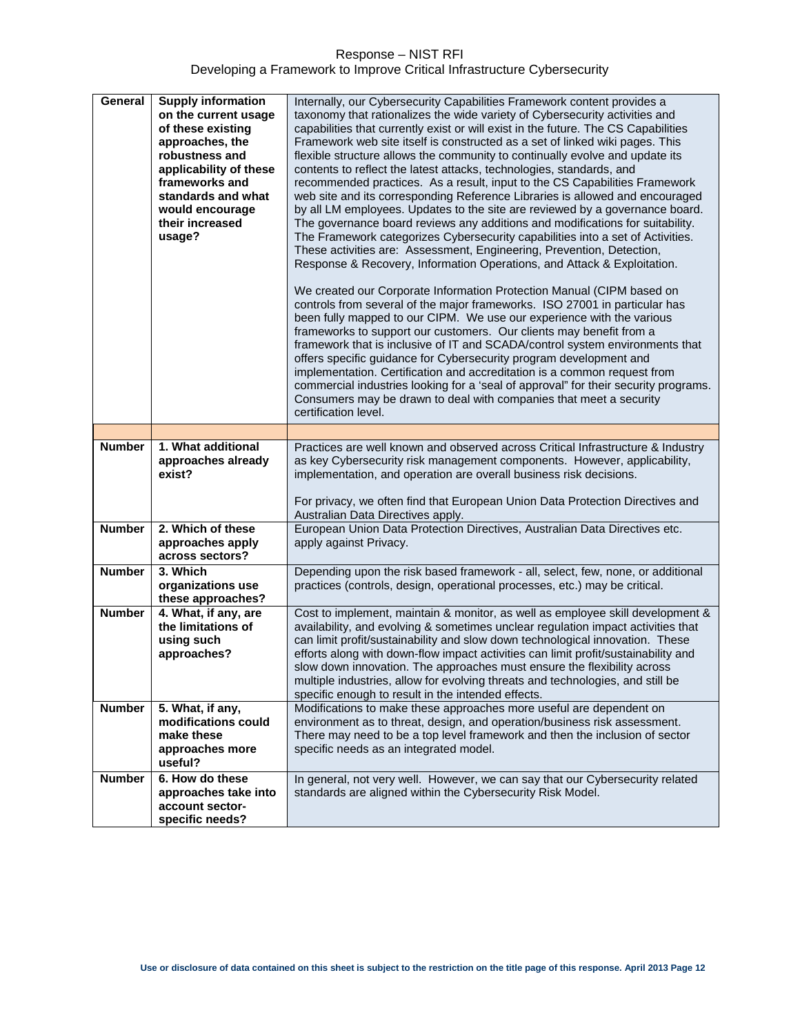| General | Supply information on the current usage of these existing approaches, the robustness and applicability of these frameworks and standards and what would encourage their increased usage? | Internally, our Cybersecurity Capabilities Framework content provides a taxonomy that rationalizes the wide variety of Cybersecurity activities and capabilities that currently exist or will exist in the future. The CS Capabilities Framework web site itself is constructed as a set of linked wiki pages. This flexible structure allows the community to continually evolve and update its contents to reflect the latest attacks, technologies, standards, and recommended practices. As a result, input to the CS Capabilities Framework web site and its corresponding Reference Libraries is allowed and encouraged by all LM employees. Updates to the site are reviewed by a governance board. The governance board reviews any additions and modifications for suitability. The Framework categorizes Cybersecurity capabilities into a set of Activities. These activities are: Assessment, Engineering, Prevention, Detection, Response & Recovery, Information Operations, and Attack & Exploitation.<br><br>We created our Corporate Information Protection Manual (CIPM based on controls from several of the major frameworks. ISO 27001 in particular has been fully mapped to our CIPM. We use our experience with the various frameworks to support our customers. Our clients may benefit from a framework that is inclusive of IT and SCADA/control system environments that offers specific guidance for Cybersecurity program development and implementation. Certification and accreditation is a common request from commercial industries looking for a 'seal of approval" for their security programs. Consumers may be drawn to deal with companies that meet a security certification level. |
|---|---|---|
| | | |
| Number | 1. What additional approaches already exist? | Practices are well known and observed across Critical Infrastructure & Industry as key Cybersecurity risk management components. However, applicability, implementation, and operation are overall business risk decisions.<br><br>For privacy, we often find that European Union Data Protection Directives and Australian Data Directives apply. |
| Number | 2. Which of these approaches apply across sectors? | European Union Data Protection Directives, Australian Data Directives etc. apply against Privacy. |
| Number | 3. Which organizations use these approaches? | Depending upon the risk based framework - all, select, few, none, or additional practices (controls, design, operational processes, etc.) may be critical. |
| Number | 4. What, if any, are the limitations of using such approaches? | Cost to implement, maintain & monitor, as well as employee skill development & availability, and evolving & sometimes unclear regulation impact activities that can limit profit/sustainability and slow down technological innovation. These efforts along with down-flow impact activities can limit profit/sustainability and slow down innovation. The approaches must ensure the flexibility across multiple industries, allow for evolving threats and technologies, and still be specific enough to result in the intended effects. |
| Number | 5. What, if any, modifications could make these approaches more useful? | Modifications to make these approaches more useful are dependent on environment as to threat, design, and operation/business risk assessment. There may need to be a top level framework and then the inclusion of sector specific needs as an integrated model. |
| Number | 6. How do these approaches take into account sector-specific needs? | In general, not very well. However, we can say that our Cybersecurity related standards are aligned within the Cybersecurity Risk Model. |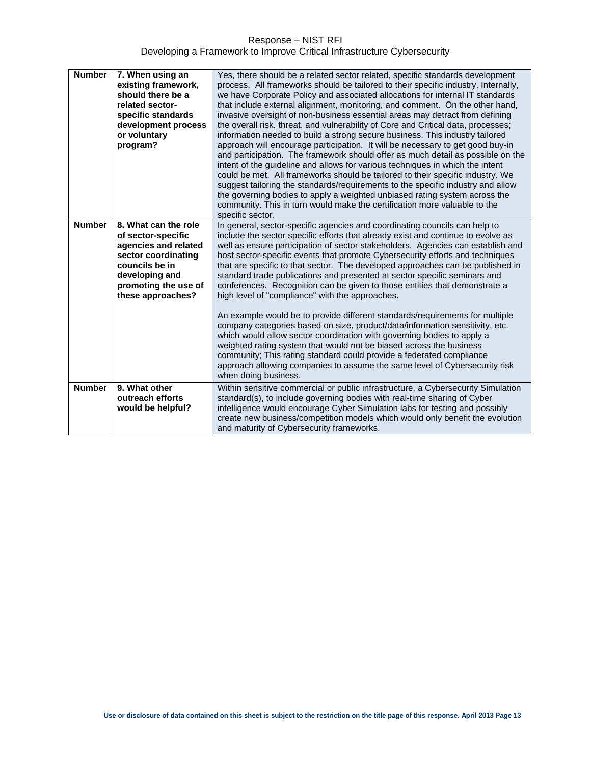| Number | 7. When using an existing framework, should there be a related sector-specific standards development process or voluntary program? | Yes, there should be a related sector related, specific standards development process. All frameworks should be tailored to their specific industry. Internally, we have Corporate Policy and associated allocations for internal IT standards that include external alignment, monitoring, and comment. On the other hand, invasive oversight of non-business essential areas may detract from defining the overall risk, threat, and vulnerability of Core and Critical data, processes; information needed to build a strong secure business. This industry tailored approach will encourage participation. It will be necessary to get good buy-in and participation. The framework should offer as much detail as possible on the intent of the guideline and allows for various techniques in which the intent could be met. All frameworks should be tailored to their specific industry. We suggest tailoring the standards/requirements to the specific industry and allow the governing bodies to apply a weighted unbiased rating system across the community. This in turn would make the certification more valuable to the specific sector. |
|---|---|---|
| Number | 8. What can the role of sector-specific agencies and related sector coordinating councils be in developing and promoting the use of these approaches? | In general, sector-specific agencies and coordinating councils can help to include the sector specific efforts that already exist and continue to evolve as well as ensure participation of sector stakeholders. Agencies can establish and host sector-specific events that promote Cybersecurity efforts and techniques that are specific to that sector. The developed approaches can be published in standard trade publications and presented at sector specific seminars and conferences. Recognition can be given to those entities that demonstrate a high level of "compliance" with the approaches.<br><br>An example would be to provide different standards/requirements for multiple company categories based on size, product/data/information sensitivity, etc. which would allow sector coordination with governing bodies to apply a weighted rating system that would not be biased across the business community; This rating standard could provide a federated compliance approach allowing companies to assume the same level of Cybersecurity risk when doing business. |
| Number | 9. What other outreach efforts would be helpful? | Within sensitive commercial or public infrastructure, a Cybersecurity Simulation standard(s), to include governing bodies with real-time sharing of Cyber intelligence would encourage Cyber Simulation labs for testing and possibly create new business/competition models which would only benefit the evolution and maturity of Cybersecurity frameworks. |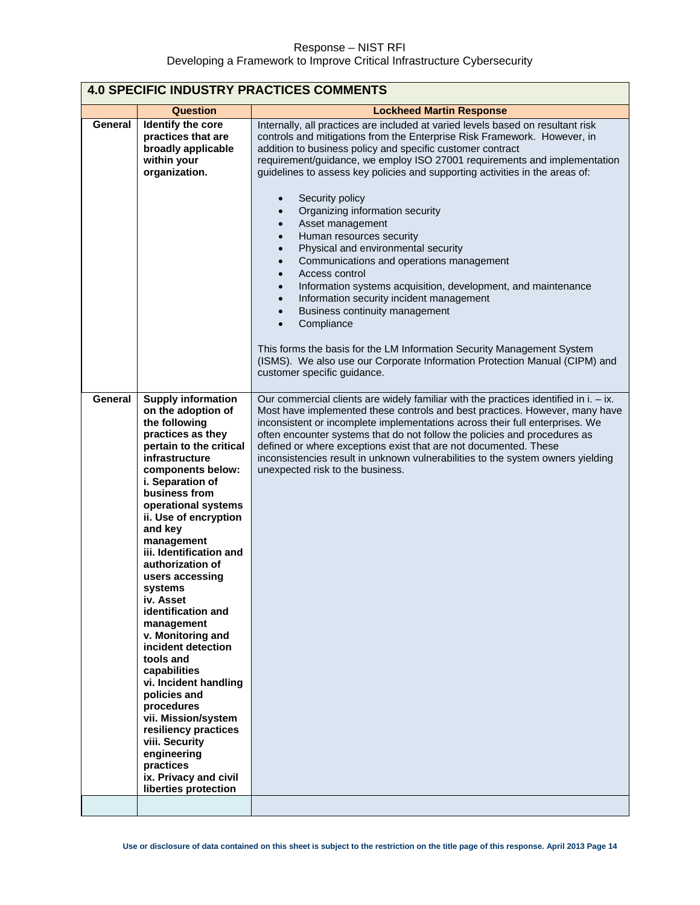## 4.0 SPECIFIC INDUSTRY PRACTICES COMMENTS

| | Question | Lockheed Martin Response |
|---|---|---|
| General | **Identify the core practices that are broadly applicable within your organization.** | Internally, all practices are included at varied levels based on resultant risk controls and mitigations from the Enterprise Risk Framework. However, in addition to business policy and specific customer contract requirement/guidance, we employ ISO 27001 requirements and implementation guidelines to assess key policies and supporting activities in the areas of:<br><br>• Security policy<br>• Organizing information security<br>• Asset management<br>• Human resources security<br>• Physical and environmental security<br>• Communications and operations management<br>• Access control<br>• Information systems acquisition, development, and maintenance<br>• Information security incident management<br>• Business continuity management<br>• Compliance<br><br>This forms the basis for the LM Information Security Management System (ISMS). We also use our Corporate Information Protection Manual (CIPM) and customer specific guidance. |
| General | **Supply information on the adoption of the following practices as they pertain to the critical infrastructure components below:**<br>**i. Separation of business from operational systems**<br>**ii. Use of encryption and key management**<br>**iii. Identification and authorization of users accessing systems**<br>**iv. Asset identification and management**<br>**v. Monitoring and incident detection tools and capabilities**<br>**vi. Incident handling policies and procedures**<br>**vii. Mission/system resiliency practices**<br>**viii. Security engineering practices**<br>**ix. Privacy and civil liberties protection** | Our commercial clients are widely familiar with the practices identified in i. – ix. Most have implemented these controls and best practices. However, many have inconsistent or incomplete implementations across their full enterprises. We often encounter systems that do not follow the policies and procedures as defined or where exceptions exist that are not documented. These inconsistencies result in unknown vulnerabilities to the system owners yielding unexpected risk to the business. |
| | | |

Use or disclosure of data contained on this sheet is subject to the restriction on the title page of this response. April 2013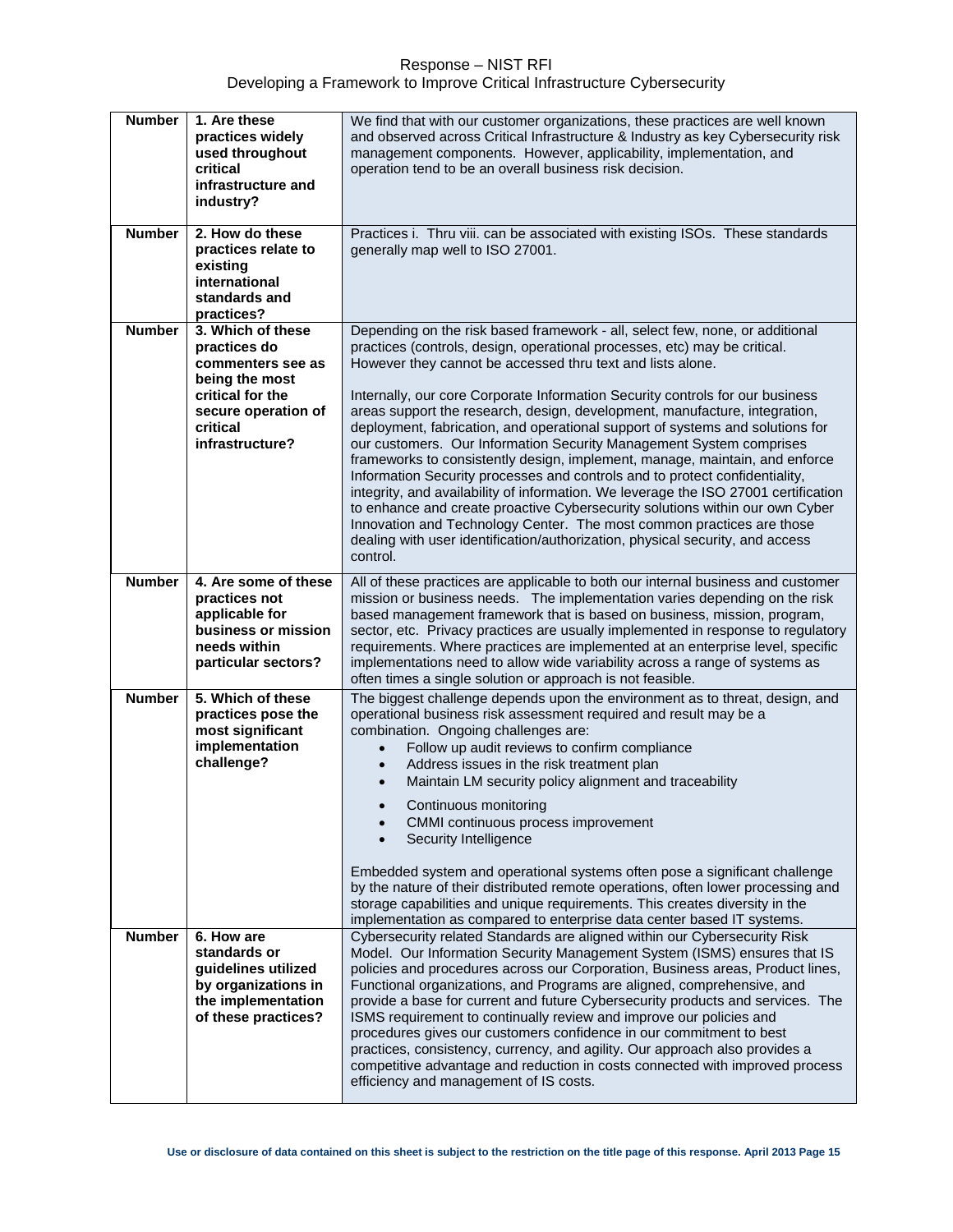| Number | 1. Are these practices widely used throughout critical infrastructure and industry? | We find that with our customer organizations, these practices are well known and observed across Critical Infrastructure & Industry as key Cybersecurity risk management components. However, applicability, implementation, and operation tend to be an overall business risk decision. |
|---|---|---|
| Number | 2. How do these practices relate to existing international standards and practices? | Practices i. Thru viii. can be associated with existing ISOs. These standards generally map well to ISO 27001. |
| Number | 3. Which of these practices do commenters see as being the most critical for the secure operation of critical infrastructure? | Depending on the risk based framework - all, select few, none, or additional practices (controls, design, operational processes, etc) may be critical. However they cannot be accessed thru text and lists alone.<br><br>Internally, our core Corporate Information Security controls for our business areas support the research, design, development, manufacture, integration, deployment, fabrication, and operational support of systems and solutions for our customers. Our Information Security Management System comprises frameworks to consistently design, implement, manage, maintain, and enforce Information Security processes and controls and to protect confidentiality, integrity, and availability of information. We leverage the ISO 27001 certification to enhance and create proactive Cybersecurity solutions within our own Cyber Innovation and Technology Center. The most common practices are those dealing with user identification/authorization, physical security, and access control. |
| Number | 4. Are some of these practices not applicable for business or mission needs within particular sectors? | All of these practices are applicable to both our internal business and customer mission or business needs. The implementation varies depending on the risk based management framework that is based on business, mission, program, sector, etc. Privacy practices are usually implemented in response to regulatory requirements. Where practices are implemented at an enterprise level, specific implementations need to allow wide variability across a range of systems as often times a single solution or approach is not feasible. |
| Number | 5. Which of these practices pose the most significant implementation challenge? | The biggest challenge depends upon the environment as to threat, design, and operational business risk assessment required and result may be a combination. Ongoing challenges are:<br>• Follow up audit reviews to confirm compliance<br>• Address issues in the risk treatment plan<br>• Maintain LM security policy alignment and traceability<br>• Continuous monitoring<br>• CMMI continuous process improvement<br>• Security Intelligence<br><br>Embedded system and operational systems often pose a significant challenge by the nature of their distributed remote operations, often lower processing and storage capabilities and unique requirements. This creates diversity in the implementation as compared to enterprise data center based IT systems. |
| Number | 6. How are standards or guidelines utilized by organizations in the implementation of these practices? | Cybersecurity related Standards are aligned within our Cybersecurity Risk Model. Our Information Security Management System (ISMS) ensures that IS policies and procedures across our Corporation, Business areas, Product lines, Functional organizations, and Programs are aligned, comprehensive, and provide a base for current and future Cybersecurity products and services. The ISMS requirement to continually review and improve our policies and procedures gives our customers confidence in our commitment to best practices, consistency, currency, and agility. Our approach also provides a competitive advantage and reduction in costs connected with improved process efficiency and management of IS costs. |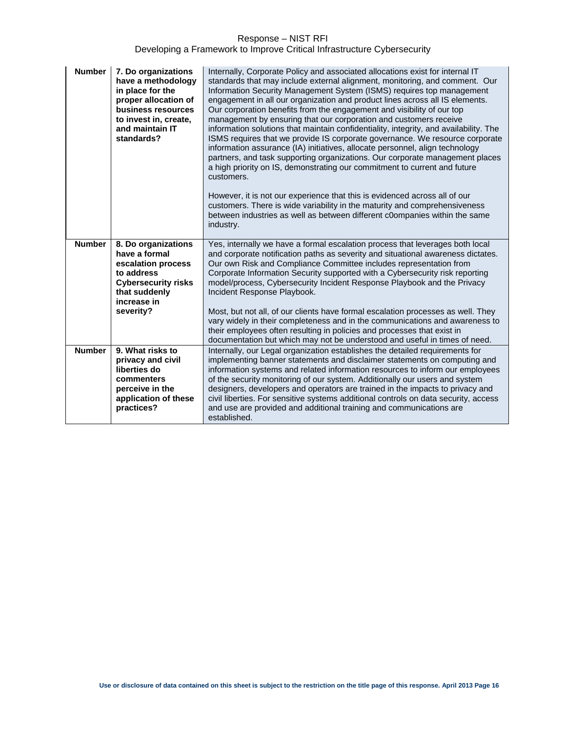| Number | 7. Do organizations have a methodology in place for the proper allocation of business resources to invest in, create, and maintain IT standards? | Internally, Corporate Policy and associated allocations exist for internal IT standards that may include external alignment, monitoring, and comment. Our Information Security Management System (ISMS) requires top management engagement in all our organization and product lines across all IS elements. Our corporation benefits from the engagement and visibility of our top management by ensuring that our corporation and customers receive information solutions that maintain confidentiality, integrity, and availability. The ISMS requires that we provide IS corporate governance. We resource corporate information assurance (IA) initiatives, allocate personnel, align technology partners, and task supporting organizations. Our corporate management places a high priority on IS, demonstrating our commitment to current and future customers.<br><br>However, it is not our experience that this is evidenced across all of our customers. There is wide variability in the maturity and comprehensiveness between industries as well as between different c0ompanies within the same industry. |
|---|---|---|
| Number | 8. Do organizations have a formal escalation process to address Cybersecurity risks that suddenly increase in severity? | Yes, internally we have a formal escalation process that leverages both local and corporate notification paths as severity and situational awareness dictates. Our own Risk and Compliance Committee includes representation from Corporate Information Security supported with a Cybersecurity risk reporting model/process, Cybersecurity Incident Response Playbook and the Privacy Incident Response Playbook.<br><br>Most, but not all, of our clients have formal escalation processes as well. They vary widely in their completeness and in the communications and awareness to their employees often resulting in policies and processes that exist in documentation but which may not be understood and useful in times of need. |
| Number | 9. What risks to privacy and civil liberties do commenters perceive in the application of these practices? | Internally, our Legal organization establishes the detailed requirements for implementing banner statements and disclaimer statements on computing and information systems and related information resources to inform our employees of the security monitoring of our system. Additionally our users and system designers, developers and operators are trained in the impacts to privacy and civil liberties. For sensitive systems additional controls on data security, access and use are provided and additional training and communications are established. |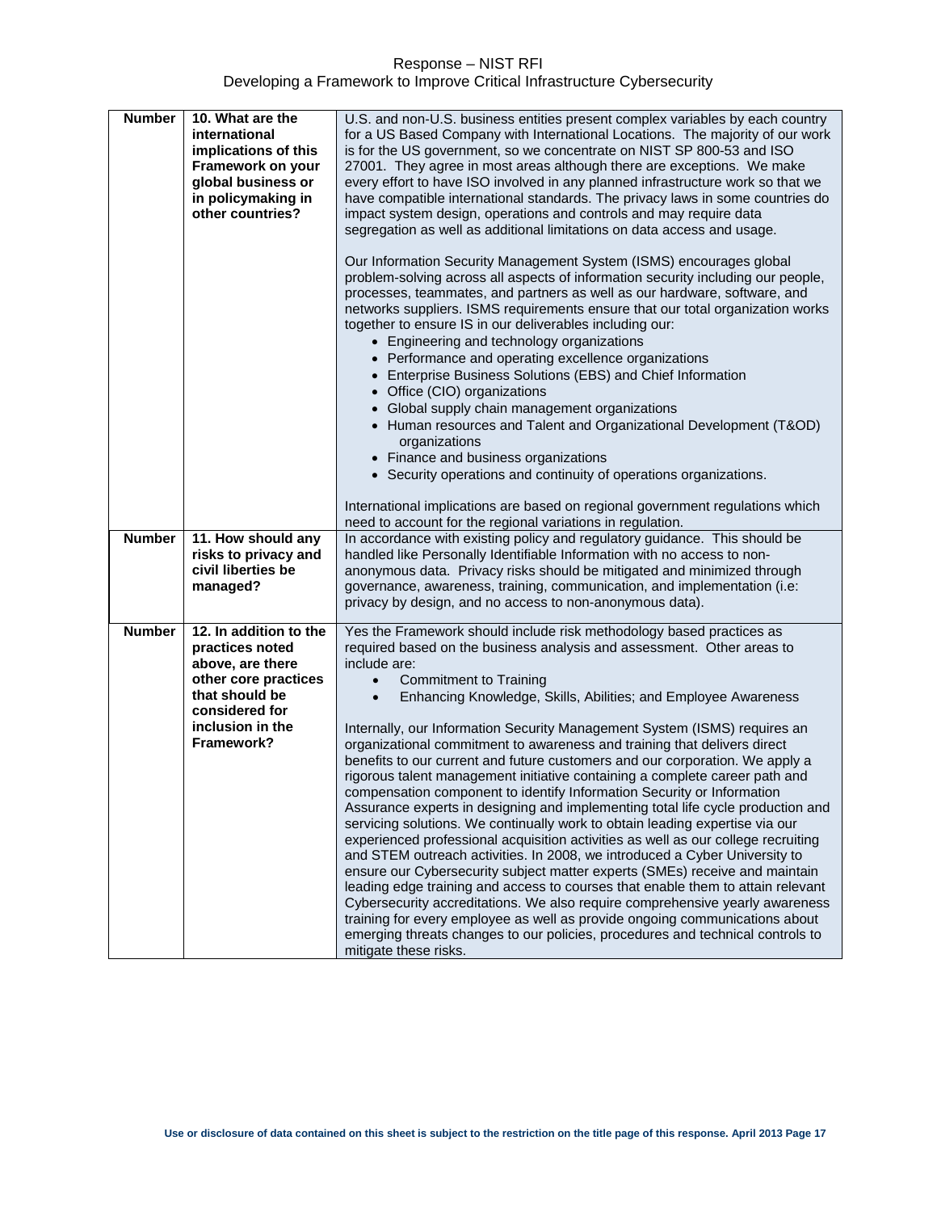| Number | 10. What are the international implications of this Framework on your global business or in policymaking in other countries? | U.S. and non-U.S. business entities present complex variables by each country for a US Based Company with International Locations. The majority of our work is for the US government, so we concentrate on NIST SP 800-53 and ISO 27001. They agree in most areas although there are exceptions. We make every effort to have ISO involved in any planned infrastructure work so that we have compatible international standards. The privacy laws in some countries do impact system design, operations and controls and may require data segregation as well as additional limitations on data access and usage.<br><br>Our Information Security Management System (ISMS) encourages global problem-solving across all aspects of information security including our people, processes, teammates, and partners as well as our hardware, software, and networks suppliers. ISMS requirements ensure that our total organization works together to ensure IS in our deliverables including our:<br>• Engineering and technology organizations<br>• Performance and operating excellence organizations<br>• Enterprise Business Solutions (EBS) and Chief Information<br>• Office (CIO) organizations<br>• Global supply chain management organizations<br>• Human resources and Talent and Organizational Development (T&OD) organizations<br>• Finance and business organizations<br>• Security operations and continuity of operations organizations.<br><br>International implications are based on regional government regulations which need to account for the regional variations in regulation. |
|---|---|---|
| Number | 11. How should any risks to privacy and civil liberties be managed? | In accordance with existing policy and regulatory guidance. This should be handled like Personally Identifiable Information with no access to non-anonymous data. Privacy risks should be mitigated and minimized through governance, awareness, training, communication, and implementation (i.e: privacy by design, and no access to non-anonymous data). |
| Number | 12. In addition to the practices noted above, are there other core practices that should be considered for inclusion in the Framework? | Yes the Framework should include risk methodology based practices as required based on the business analysis and assessment. Other areas to include are:<br>• Commitment to Training<br>• Enhancing Knowledge, Skills, Abilities; and Employee Awareness<br><br>Internally, our Information Security Management System (ISMS) requires an organizational commitment to awareness and training that delivers direct benefits to our current and future customers and our corporation. We apply a rigorous talent management initiative containing a complete career path and compensation component to identify Information Security or Information Assurance experts in designing and implementing total life cycle production and servicing solutions. We continually work to obtain leading expertise via our experienced professional acquisition activities as well as our college recruiting and STEM outreach activities. In 2008, we introduced a Cyber University to ensure our Cybersecurity subject matter experts (SMEs) receive and maintain leading edge training and access to courses that enable them to attain relevant Cybersecurity accreditations. We also require comprehensive yearly awareness training for every employee as well as provide ongoing communications about emerging threats changes to our policies, procedures and technical controls to mitigate these risks. |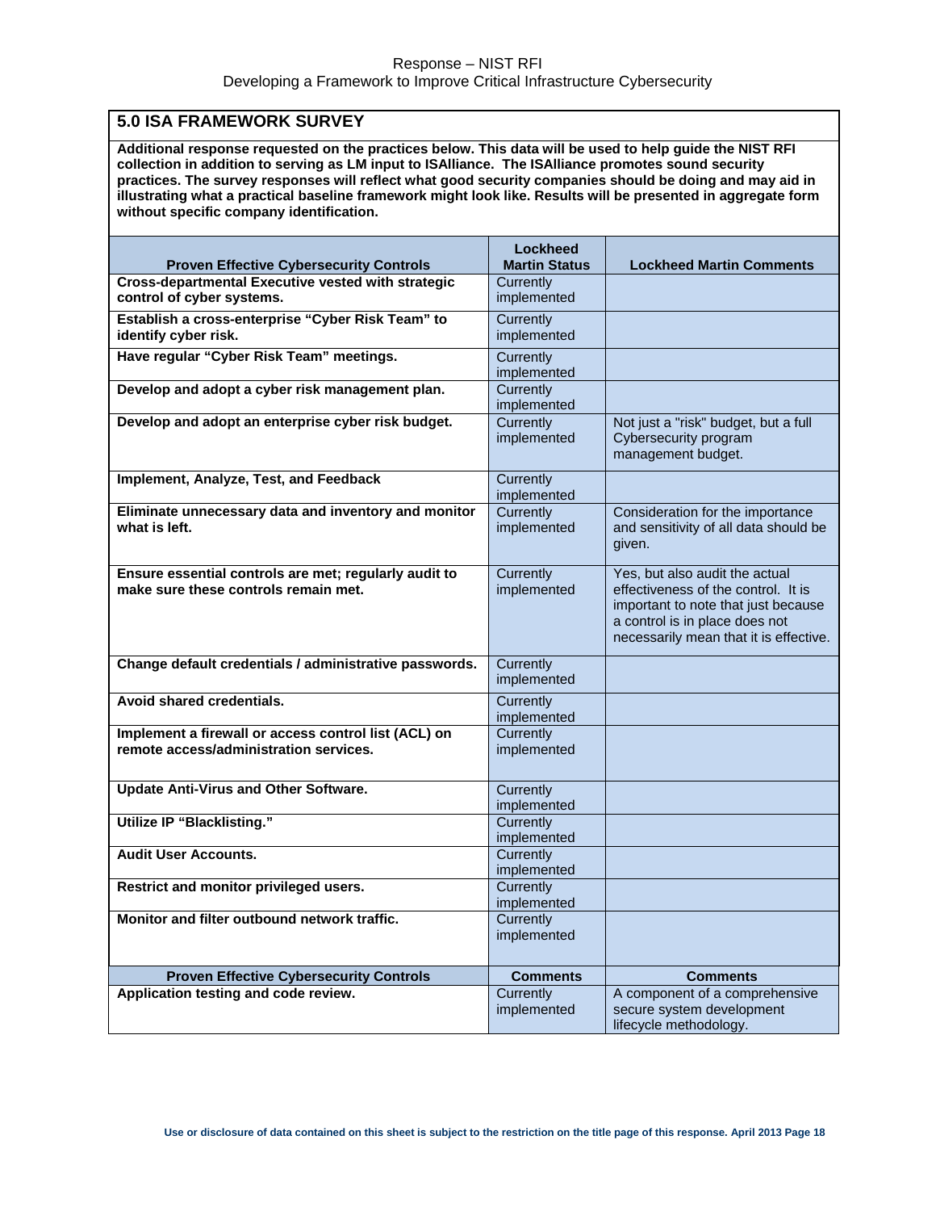## 5.0 ISA FRAMEWORK SURVEY

**Additional response requested on the practices below. This data will be used to help guide the NIST RFI collection in addition to serving as LM input to ISAlliance. The ISAlliance promotes sound security practices. The survey responses will reflect what good security companies should be doing and may aid in illustrating what a practical baseline framework might look like. Results will be presented in aggregate form without specific company identification.**

| Proven Effective Cybersecurity Controls | Lockheed Martin Status | Lockheed Martin Comments |
|---|---|---|
| **Cross-departmental Executive vested with strategic control of cyber systems.** | Currently implemented | |
| **Establish a cross-enterprise "Cyber Risk Team" to identify cyber risk.** | Currently implemented | |
| **Have regular "Cyber Risk Team" meetings.** | Currently implemented | |
| **Develop and adopt a cyber risk management plan.** | Currently implemented | |
| **Develop and adopt an enterprise cyber risk budget.** | Currently implemented | Not just a "risk" budget, but a full Cybersecurity program management budget. |
| **Implement, Analyze, Test, and Feedback** | Currently implemented | |
| **Eliminate unnecessary data and inventory and monitor what is left.** | Currently implemented | Consideration for the importance and sensitivity of all data should be given. |
| **Ensure essential controls are met; regularly audit to make sure these controls remain met.** | Currently implemented | Yes, but also audit the actual effectiveness of the control. It is important to note that just because a control is in place does not necessarily mean that it is effective. |
| **Change default credentials / administrative passwords.** | Currently implemented | |
| **Avoid shared credentials.** | Currently implemented | |
| **Implement a firewall or access control list (ACL) on remote access/administration services.** | Currently implemented | |
| **Update Anti-Virus and Other Software.** | Currently implemented | |
| **Utilize IP "Blacklisting."** | Currently implemented | |
| **Audit User Accounts.** | Currently implemented | |
| **Restrict and monitor privileged users.** | Currently implemented | |
| **Monitor and filter outbound network traffic.** | Currently implemented | |
| **Proven Effective Cybersecurity Controls** | **Comments** | **Comments** |
| **Application testing and code review.** | Currently implemented | A component of a comprehensive secure system development lifecycle methodology. |

**Use or disclosure of data contained on this sheet is subject to the restriction on the title page of this response.**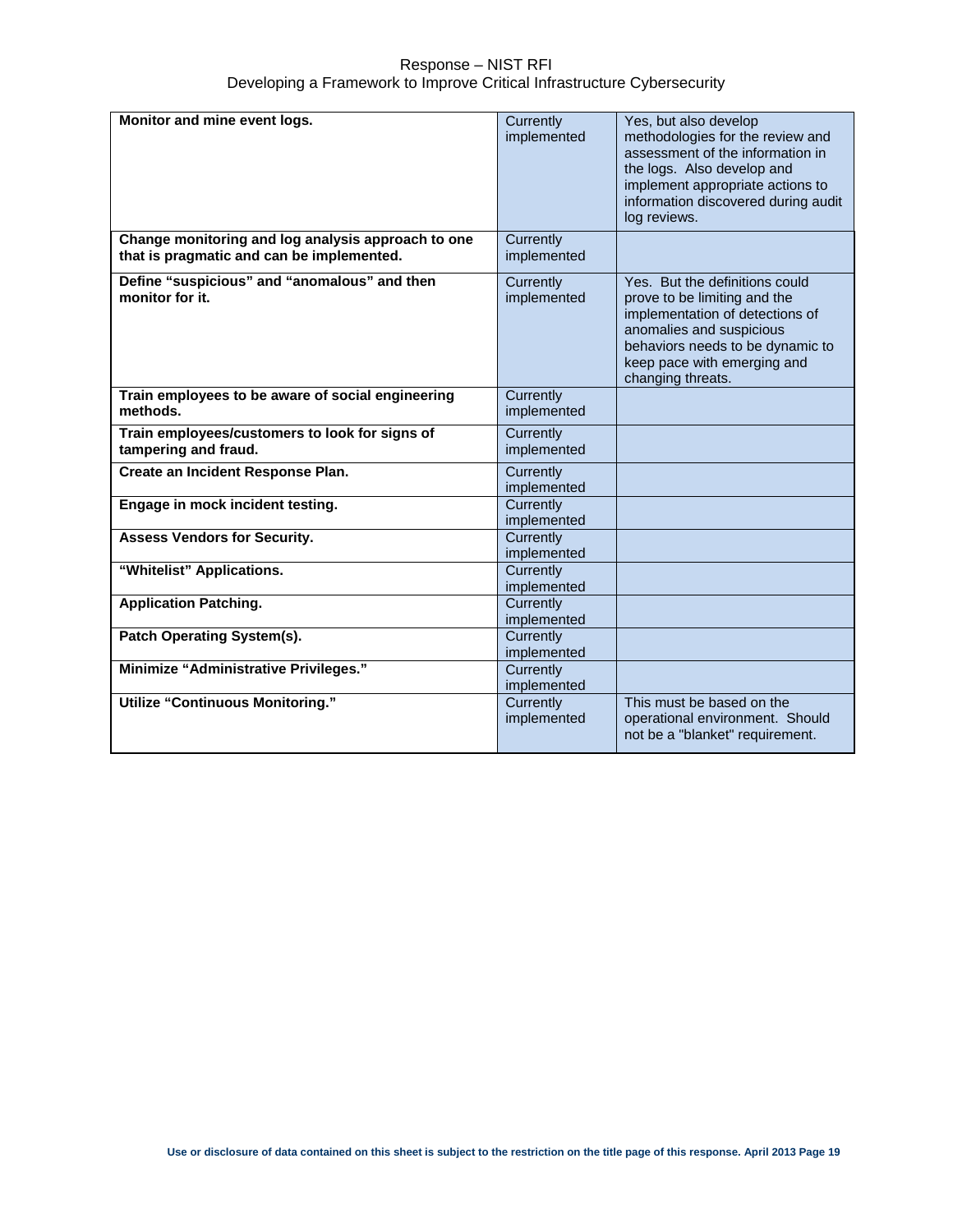| | | |
|---|---|---|
| **Monitor and mine event logs.** | Currently implemented | Yes, but also develop methodologies for the review and assessment of the information in the logs. Also develop and implement appropriate actions to information discovered during audit log reviews. |
| **Change monitoring and log analysis approach to one that is pragmatic and can be implemented.** | Currently implemented | |
| **Define "suspicious" and "anomalous" and then monitor for it.** | Currently implemented | Yes. But the definitions could prove to be limiting and the implementation of detections of anomalies and suspicious behaviors needs to be dynamic to keep pace with emerging and changing threats. |
| **Train employees to be aware of social engineering methods.** | Currently implemented | |
| **Train employees/customers to look for signs of tampering and fraud.** | Currently implemented | |
| **Create an Incident Response Plan.** | Currently implemented | |
| **Engage in mock incident testing.** | Currently implemented | |
| **Assess Vendors for Security.** | Currently implemented | |
| **"Whitelist" Applications.** | Currently implemented | |
| **Application Patching.** | Currently implemented | |
| **Patch Operating System(s).** | Currently implemented | |
| **Minimize "Administrative Privileges."** | Currently implemented | |
| **Utilize "Continuous Monitoring."** | Currently implemented | This must be based on the operational environment. Should not be a "blanket" requirement. |